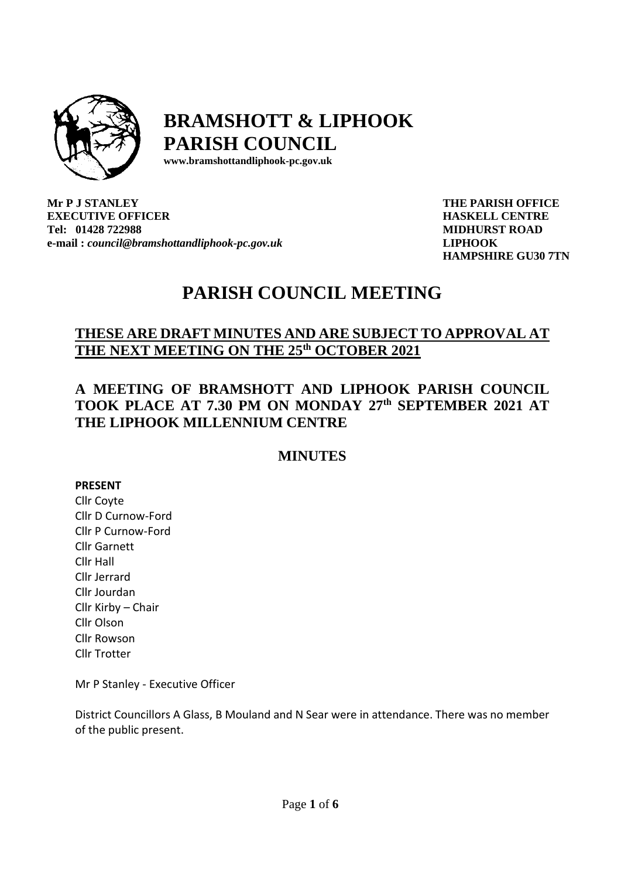# BRAMSHOTT & LIPHOOK PARISH COUNCIL

**www.bramshottandliphook-pc.gov.uk**

**Mr P J STANLEY**
**EXECUTIVE OFFICER**
**Tel: 01428 722988**
**e-mail :** ***council@bramshottandliphook-pc.gov.uk***

**THE PARISH OFFICE**
**HASKELL CENTRE**
**MIDHURST ROAD**
**LIPHOOK**
**HAMPSHIRE GU30 7TN**

# PARISH COUNCIL MEETING

## THESE ARE DRAFT MINUTES AND ARE SUBJECT TO APPROVAL AT THE NEXT MEETING ON THE 25th OCTOBER 2021

## A MEETING OF BRAMSHOTT AND LIPHOOK PARISH COUNCIL TOOK PLACE AT 7.30 PM ON MONDAY 27th SEPTEMBER 2021 AT THE LIPHOOK MILLENNIUM CENTRE

## MINUTES

**PRESENT**

Cllr Coyte
Cllr D Curnow-Ford
Cllr P Curnow-Ford
Cllr Garnett
Cllr Hall
Cllr Jerrard
Cllr Jourdan
Cllr Kirby – Chair
Cllr Olson
Cllr Rowson
Cllr Trotter

Mr P Stanley - Executive Officer

District Councillors A Glass, B Mouland and N Sear were in attendance. There was no member of the public present.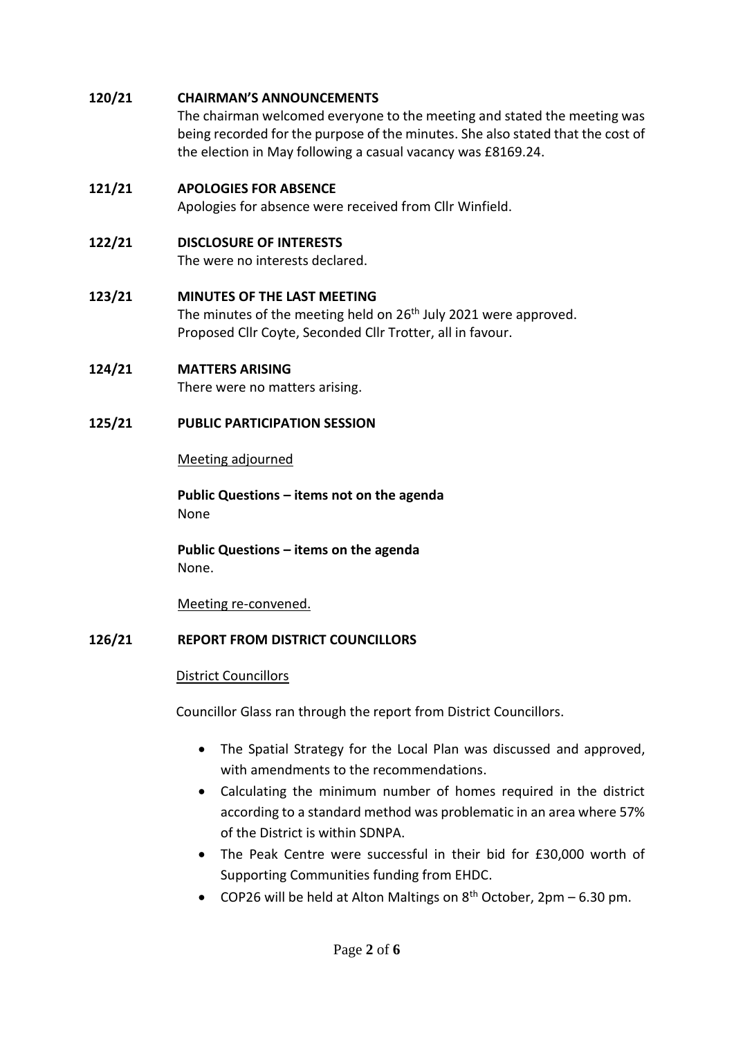**120/21 CHAIRMAN'S ANNOUNCEMENTS**

The chairman welcomed everyone to the meeting and stated the meeting was being recorded for the purpose of the minutes. She also stated that the cost of the election in May following a casual vacancy was £8169.24.

**121/21 APOLOGIES FOR ABSENCE**

Apologies for absence were received from Cllr Winfield.

**122/21 DISCLOSURE OF INTERESTS**

The were no interests declared.

**123/21 MINUTES OF THE LAST MEETING**

The minutes of the meeting held on 26th July 2021 were approved.
Proposed Cllr Coyte, Seconded Cllr Trotter, all in favour.

**124/21 MATTERS ARISING**

There were no matters arising.

**125/21 PUBLIC PARTICIPATION SESSION**

Meeting adjourned

**Public Questions – items not on the agenda**
None

**Public Questions – items on the agenda**
None.

Meeting re-convened.

**126/21 REPORT FROM DISTRICT COUNCILLORS**

District Councillors

Councillor Glass ran through the report from District Councillors.

- The Spatial Strategy for the Local Plan was discussed and approved, with amendments to the recommendations.
- Calculating the minimum number of homes required in the district according to a standard method was problematic in an area where 57% of the District is within SDNPA.
- The Peak Centre were successful in their bid for £30,000 worth of Supporting Communities funding from EHDC.
- COP26 will be held at Alton Maltings on 8th October, 2pm – 6.30 pm.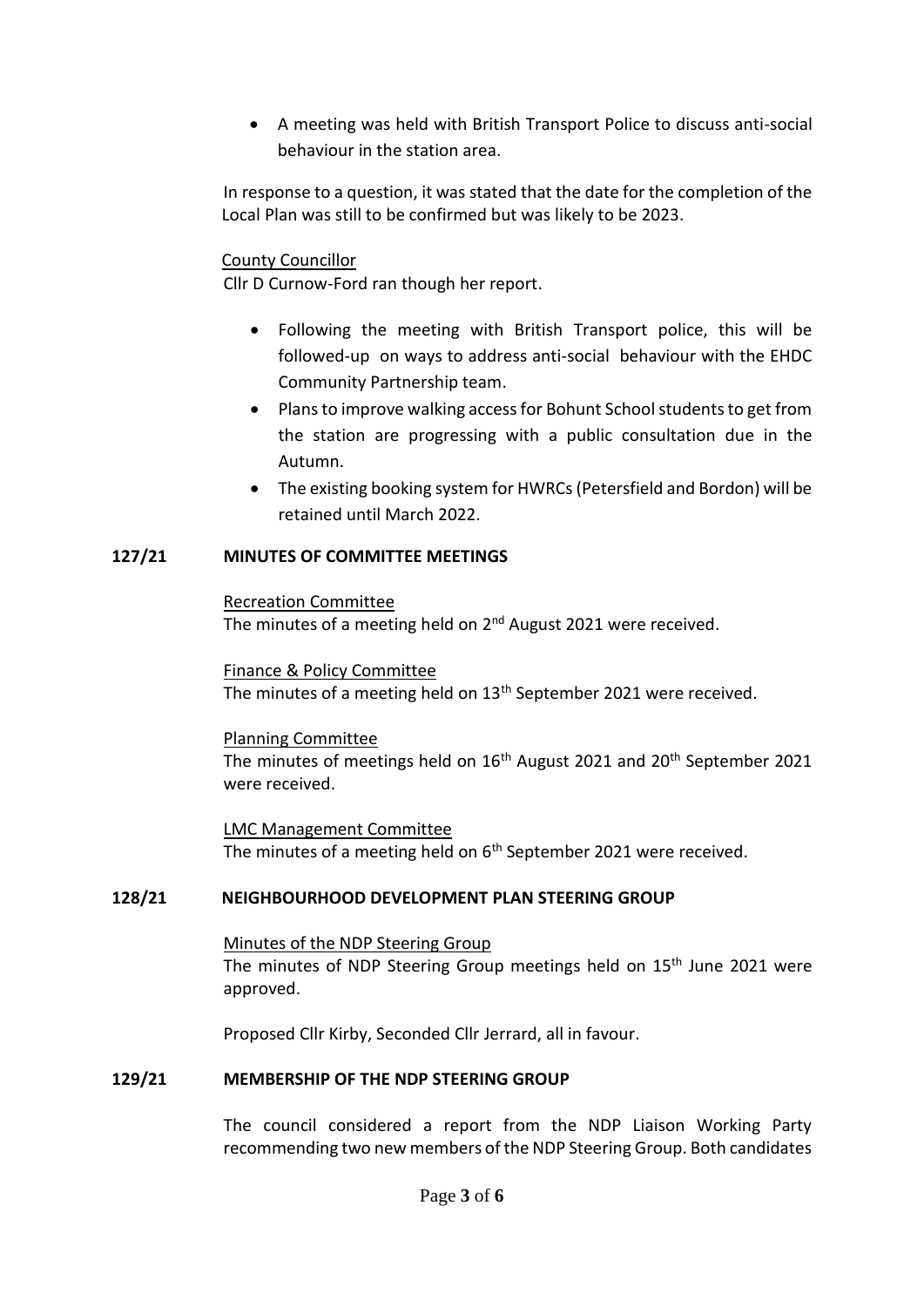- A meeting was held with British Transport Police to discuss anti-social behaviour in the station area.

In response to a question, it was stated that the date for the completion of the Local Plan was still to be confirmed but was likely to be 2023.

County Councillor

Cllr D Curnow-Ford ran though her report.

- Following the meeting with British Transport police, this will be followed-up on ways to address anti-social behaviour with the EHDC Community Partnership team.
- Plans to improve walking access for Bohunt School students to get from the station are progressing with a public consultation due in the Autumn.
- The existing booking system for HWRCs (Petersfield and Bordon) will be retained until March 2022.

**127/21 MINUTES OF COMMITTEE MEETINGS**

Recreation Committee

The minutes of a meeting held on 2nd August 2021 were received.

Finance & Policy Committee

The minutes of a meeting held on 13th September 2021 were received.

Planning Committee

The minutes of meetings held on 16th August 2021 and 20th September 2021 were received.

LMC Management Committee

The minutes of a meeting held on 6th September 2021 were received.

**128/21 NEIGHBOURHOOD DEVELOPMENT PLAN STEERING GROUP**

Minutes of the NDP Steering Group

The minutes of NDP Steering Group meetings held on 15th June 2021 were approved.

Proposed Cllr Kirby, Seconded Cllr Jerrard, all in favour.

**129/21 MEMBERSHIP OF THE NDP STEERING GROUP**

The council considered a report from the NDP Liaison Working Party recommending two new members of the NDP Steering Group. Both candidates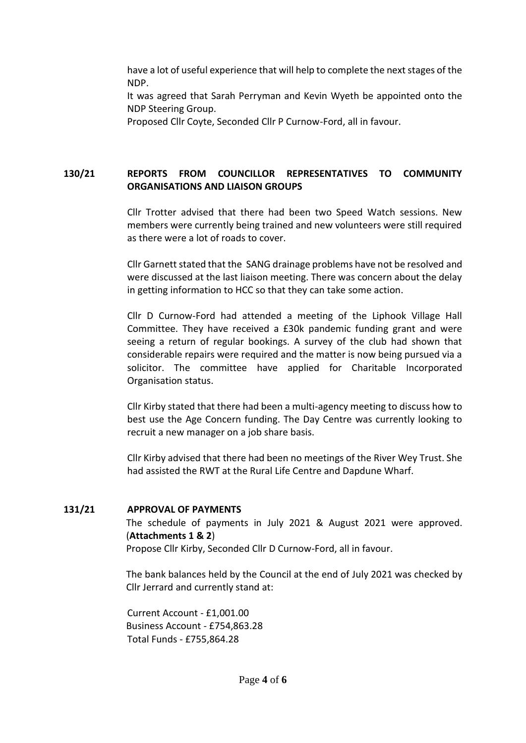have a lot of useful experience that will help to complete the next stages of the NDP.

It was agreed that Sarah Perryman and Kevin Wyeth be appointed onto the NDP Steering Group.

Proposed Cllr Coyte, Seconded Cllr P Curnow-Ford, all in favour.

## 130/21 REPORTS FROM COUNCILLOR REPRESENTATIVES TO COMMUNITY ORGANISATIONS AND LIAISON GROUPS

Cllr Trotter advised that there had been two Speed Watch sessions. New members were currently being trained and new volunteers were still required as there were a lot of roads to cover.

Cllr Garnett stated that the SANG drainage problems have not be resolved and were discussed at the last liaison meeting. There was concern about the delay in getting information to HCC so that they can take some action.

Cllr D Curnow-Ford had attended a meeting of the Liphook Village Hall Committee. They have received a £30k pandemic funding grant and were seeing a return of regular bookings. A survey of the club had shown that considerable repairs were required and the matter is now being pursued via a solicitor. The committee have applied for Charitable Incorporated Organisation status.

Cllr Kirby stated that there had been a multi-agency meeting to discuss how to best use the Age Concern funding. The Day Centre was currently looking to recruit a new manager on a job share basis.

Cllr Kirby advised that there had been no meetings of the River Wey Trust. She had assisted the RWT at the Rural Life Centre and Dapdune Wharf.

## 131/21 APPROVAL OF PAYMENTS

The schedule of payments in July 2021 & August 2021 were approved. (**Attachments 1 & 2**)

Propose Cllr Kirby, Seconded Cllr D Curnow-Ford, all in favour.

The bank balances held by the Council at the end of July 2021 was checked by Cllr Jerrard and currently stand at:

Current Account - £1,001.00
Business Account - £754,863.28
Total Funds - £755,864.28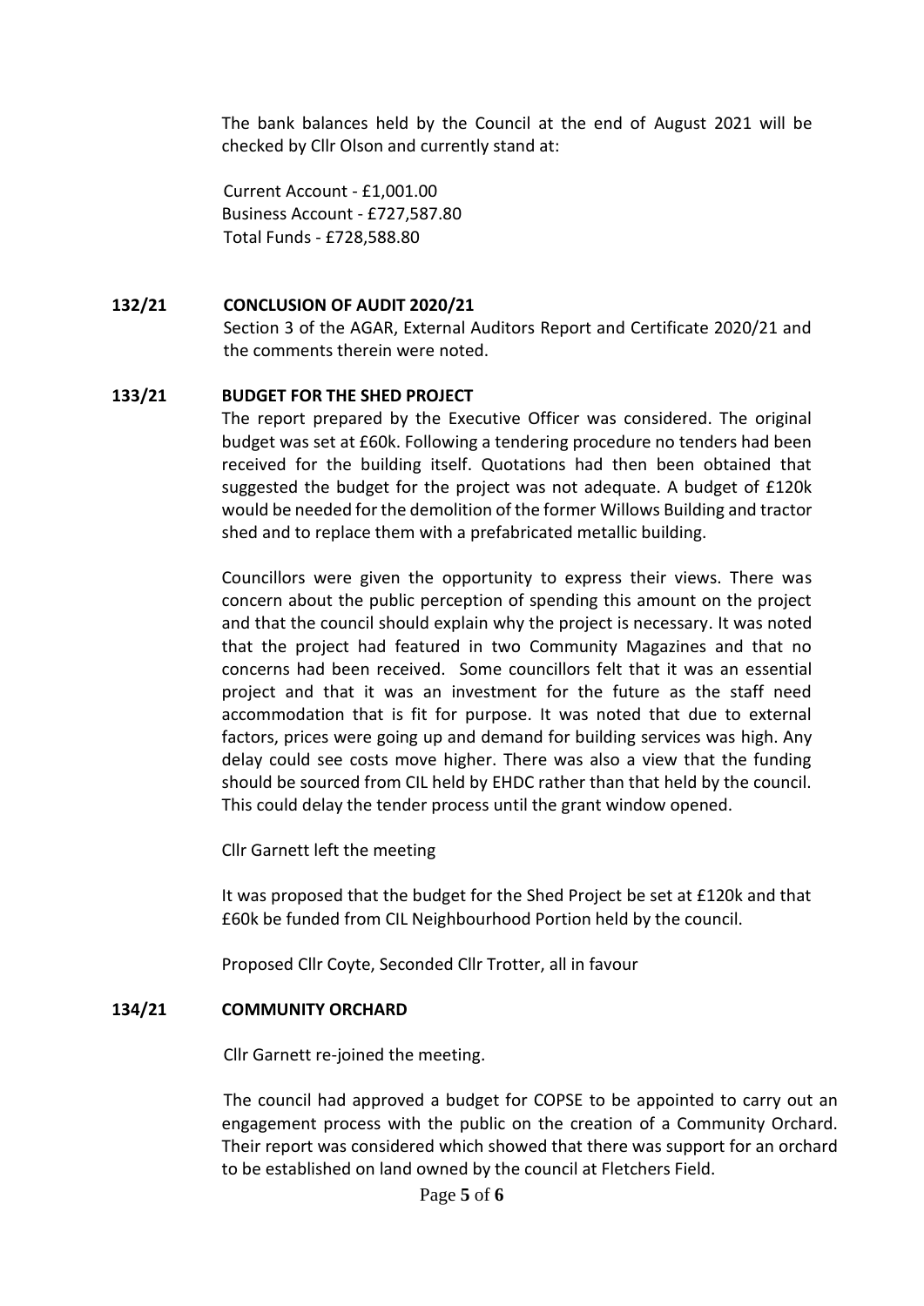The bank balances held by the Council at the end of August 2021 will be checked by Cllr Olson and currently stand at:

Current Account - £1,001.00
Business Account - £727,587.80
Total Funds - £728,588.80

**132/21 CONCLUSION OF AUDIT 2020/21**

Section 3 of the AGAR, External Auditors Report and Certificate 2020/21 and the comments therein were noted.

**133/21 BUDGET FOR THE SHED PROJECT**

The report prepared by the Executive Officer was considered. The original budget was set at £60k. Following a tendering procedure no tenders had been received for the building itself. Quotations had then been obtained that suggested the budget for the project was not adequate. A budget of £120k would be needed for the demolition of the former Willows Building and tractor shed and to replace them with a prefabricated metallic building.

Councillors were given the opportunity to express their views. There was concern about the public perception of spending this amount on the project and that the council should explain why the project is necessary. It was noted that the project had featured in two Community Magazines and that no concerns had been received. Some councillors felt that it was an essential project and that it was an investment for the future as the staff need accommodation that is fit for purpose. It was noted that due to external factors, prices were going up and demand for building services was high. Any delay could see costs move higher. There was also a view that the funding should be sourced from CIL held by EHDC rather than that held by the council. This could delay the tender process until the grant window opened.

Cllr Garnett left the meeting

It was proposed that the budget for the Shed Project be set at £120k and that £60k be funded from CIL Neighbourhood Portion held by the council.

Proposed Cllr Coyte, Seconded Cllr Trotter, all in favour

**134/21 COMMUNITY ORCHARD**

Cllr Garnett re-joined the meeting.

The council had approved a budget for COPSE to be appointed to carry out an engagement process with the public on the creation of a Community Orchard. Their report was considered which showed that there was support for an orchard to be established on land owned by the council at Fletchers Field.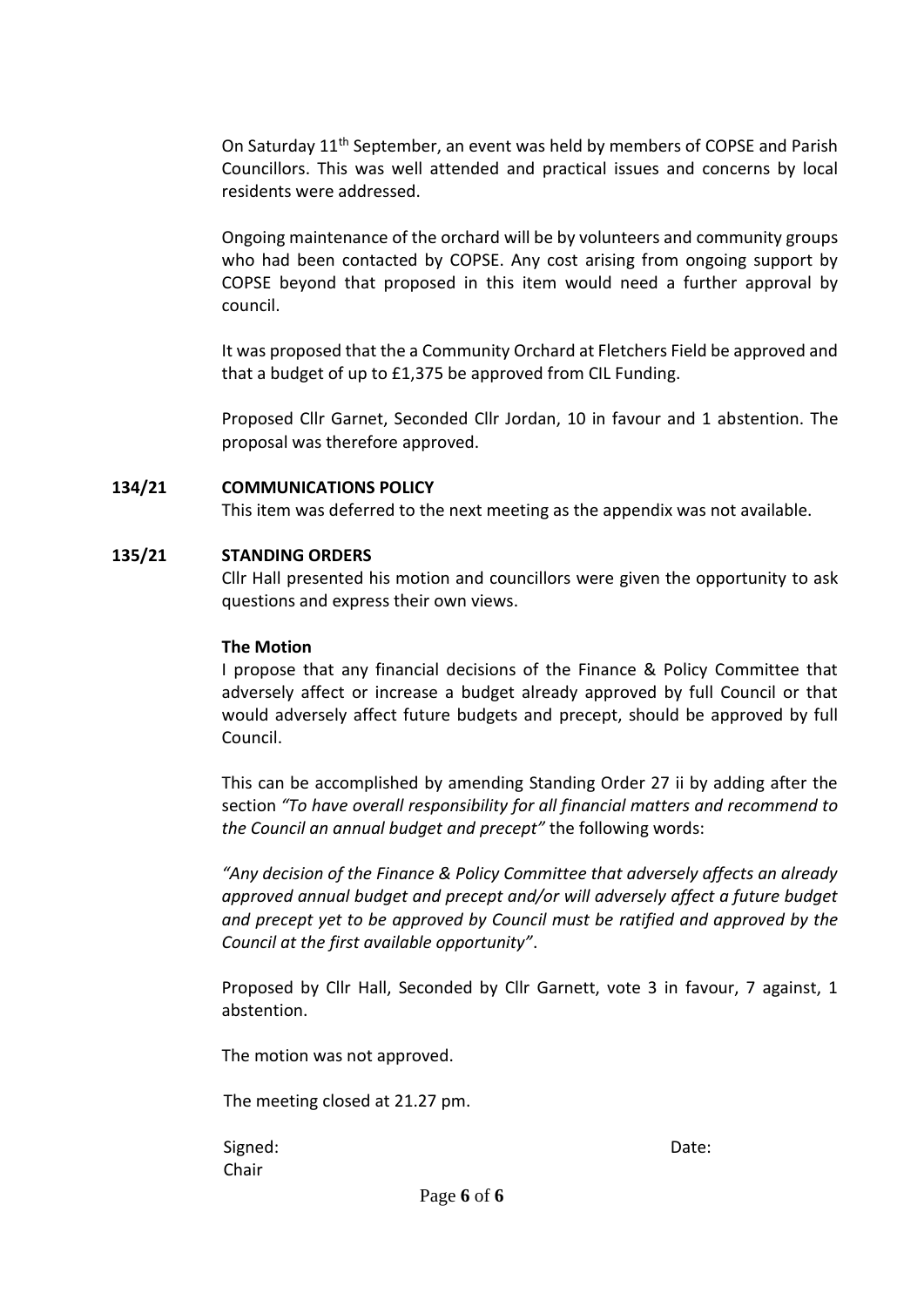On Saturday 11th September, an event was held by members of COPSE and Parish Councillors. This was well attended and practical issues and concerns by local residents were addressed.

Ongoing maintenance of the orchard will be by volunteers and community groups who had been contacted by COPSE. Any cost arising from ongoing support by COPSE beyond that proposed in this item would need a further approval by council.

It was proposed that the a Community Orchard at Fletchers Field be approved and that a budget of up to £1,375 be approved from CIL Funding.

Proposed Cllr Garnet, Seconded Cllr Jordan, 10 in favour and 1 abstention. The proposal was therefore approved.

**134/21 COMMUNICATIONS POLICY**

This item was deferred to the next meeting as the appendix was not available.

**135/21 STANDING ORDERS**

Cllr Hall presented his motion and councillors were given the opportunity to ask questions and express their own views.

**The Motion**

I propose that any financial decisions of the Finance & Policy Committee that adversely affect or increase a budget already approved by full Council or that would adversely affect future budgets and precept, should be approved by full Council.

This can be accomplished by amending Standing Order 27 ii by adding after the section *"To have overall responsibility for all financial matters and recommend to the Council an annual budget and precept"* the following words:

*"Any decision of the Finance & Policy Committee that adversely affects an already approved annual budget and precept and/or will adversely affect a future budget and precept yet to be approved by Council must be ratified and approved by the Council at the first available opportunity"*.

Proposed by Cllr Hall, Seconded by Cllr Garnett, vote 3 in favour, 7 against, 1 abstention.

The motion was not approved.

The meeting closed at 21.27 pm.

Signed: Date:

Chair